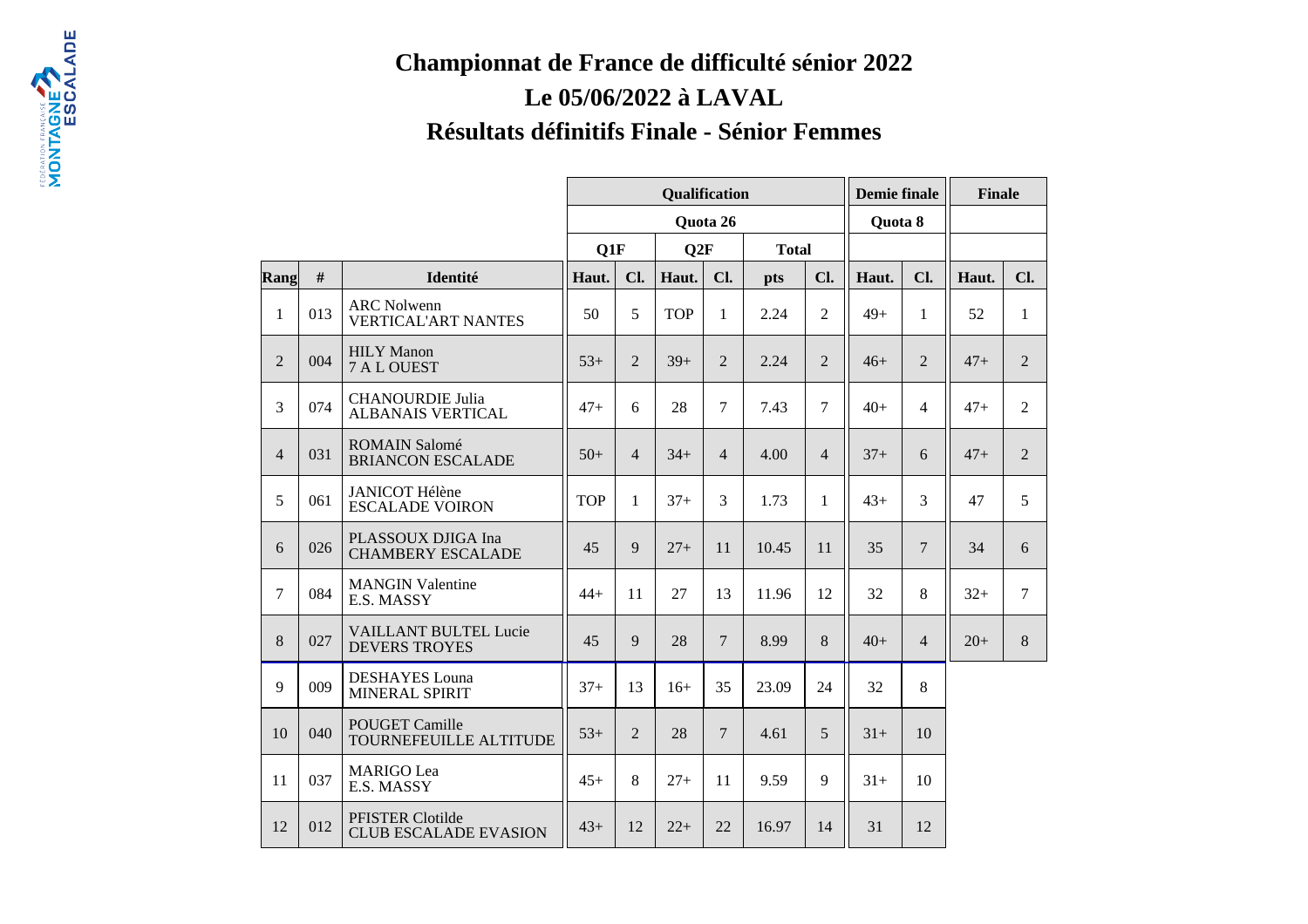# Championnat de France de difficulté sénior 2022

## Le 05/06/2022 à LAVAL

## Résultats définitifs Finale - Sénior Femmes

| | | | Qualification | | | | | | Demie finale | | Finale | |
|---|---|---|---|---|---|---|---|---|---|---|---|---|
| | | | Quota 26 | | | | | | Quota 8 | | | |
| | | | Q1F | | Q2F | | Total | | | | | |
| Rang | # | Identité | Haut. | Cl. | Haut. | Cl. | pts | Cl. | Haut. | Cl. | Haut. | Cl. |
| 1 | 013 | ARC Nolwenn VERTICAL'ART NANTES | 50 | 5 | TOP | 1 | 2.24 | 2 | 49+ | 1 | 52 | 1 |
| 2 | 004 | HILY Manon 7 A L OUEST | 53+ | 2 | 39+ | 2 | 2.24 | 2 | 46+ | 2 | 47+ | 2 |
| 3 | 074 | CHANOURDIE Julia ALBANAIS VERTICAL | 47+ | 6 | 28 | 7 | 7.43 | 7 | 40+ | 4 | 47+ | 2 |
| 4 | 031 | ROMAIN Salomé BRIANCON ESCALADE | 50+ | 4 | 34+ | 4 | 4.00 | 4 | 37+ | 6 | 47+ | 2 |
| 5 | 061 | JANICOT Hélène ESCALADE VOIRON | TOP | 1 | 37+ | 3 | 1.73 | 1 | 43+ | 3 | 47 | 5 |
| 6 | 026 | PLASSOUX DJIGA Ina CHAMBERY ESCALADE | 45 | 9 | 27+ | 11 | 10.45 | 11 | 35 | 7 | 34 | 6 |
| 7 | 084 | MANGIN Valentine E.S. MASSY | 44+ | 11 | 27 | 13 | 11.96 | 12 | 32 | 8 | 32+ | 7 |
| 8 | 027 | VAILLANT BULTEL Lucie DEVERS TROYES | 45 | 9 | 28 | 7 | 8.99 | 8 | 40+ | 4 | 20+ | 8 |
| 9 | 009 | DESHAYES Louna MINERAL SPIRIT | 37+ | 13 | 16+ | 35 | 23.09 | 24 | 32 | 8 | | |
| 10 | 040 | POUGET Camille TOURNEFEUILLE ALTITUDE | 53+ | 2 | 28 | 7 | 4.61 | 5 | 31+ | 10 | | |
| 11 | 037 | MARIGO Lea E.S. MASSY | 45+ | 8 | 27+ | 11 | 9.59 | 9 | 31+ | 10 | | |
| 12 | 012 | PFISTER Clotilde CLUB ESCALADE EVASION | 43+ | 12 | 22+ | 22 | 16.97 | 14 | 31 | 12 | | |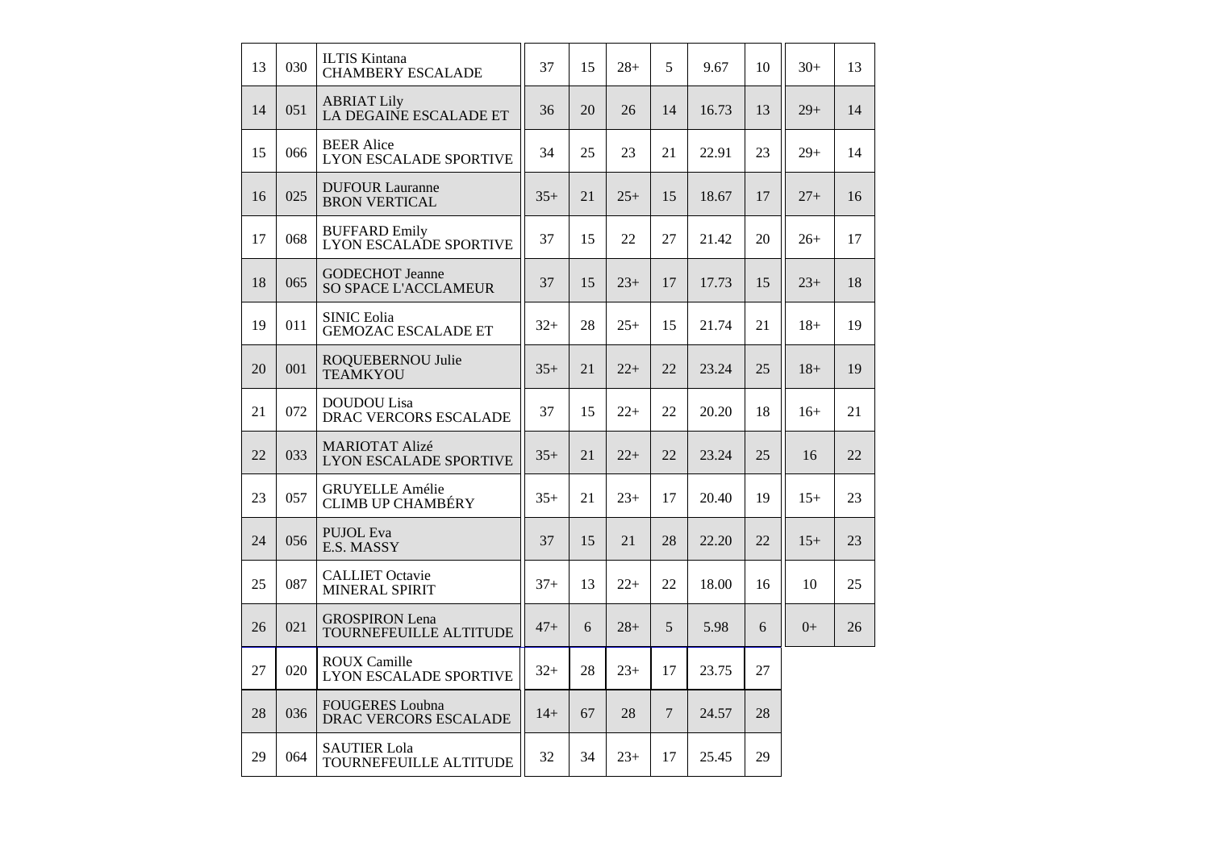| | | | | | | | | | | |
|---|---|---|---|---|---|---|---|---|---|---|
| 13 | 030 | ILTIS Kintana<br>CHAMBERY ESCALADE | 37 | 15 | 28+ | 5 | 9.67 | 10 | 30+ | 13 |
| 14 | 051 | ABRIAT Lily<br>LA DEGAINE ESCALADE ET | 36 | 20 | 26 | 14 | 16.73 | 13 | 29+ | 14 |
| 15 | 066 | BEER Alice<br>LYON ESCALADE SPORTIVE | 34 | 25 | 23 | 21 | 22.91 | 23 | 29+ | 14 |
| 16 | 025 | DUFOUR Lauranne<br>BRON VERTICAL | 35+ | 21 | 25+ | 15 | 18.67 | 17 | 27+ | 16 |
| 17 | 068 | BUFFARD Emily<br>LYON ESCALADE SPORTIVE | 37 | 15 | 22 | 27 | 21.42 | 20 | 26+ | 17 |
| 18 | 065 | GODECHOT Jeanne<br>SO SPACE L'ACCLAMEUR | 37 | 15 | 23+ | 17 | 17.73 | 15 | 23+ | 18 |
| 19 | 011 | SINIC Eolia<br>GEMOZAC ESCALADE ET | 32+ | 28 | 25+ | 15 | 21.74 | 21 | 18+ | 19 |
| 20 | 001 | ROQUEBERNOU Julie<br>TEAMKYOU | 35+ | 21 | 22+ | 22 | 23.24 | 25 | 18+ | 19 |
| 21 | 072 | DOUDOU Lisa<br>DRAC VERCORS ESCALADE | 37 | 15 | 22+ | 22 | 20.20 | 18 | 16+ | 21 |
| 22 | 033 | MARIOTAT Alizé<br>LYON ESCALADE SPORTIVE | 35+ | 21 | 22+ | 22 | 23.24 | 25 | 16 | 22 |
| 23 | 057 | GRUYELLE Amélie<br>CLIMB UP CHAMBÉRY | 35+ | 21 | 23+ | 17 | 20.40 | 19 | 15+ | 23 |
| 24 | 056 | PUJOL Eva<br>E.S. MASSY | 37 | 15 | 21 | 28 | 22.20 | 22 | 15+ | 23 |
| 25 | 087 | CALLIET Octavie<br>MINERAL SPIRIT | 37+ | 13 | 22+ | 22 | 18.00 | 16 | 10 | 25 |
| 26 | 021 | GROSPIRON Lena<br>TOURNEFEUILLE ALTITUDE | 47+ | 6 | 28+ | 5 | 5.98 | 6 | 0+ | 26 |
| 27 | 020 | ROUX Camille<br>LYON ESCALADE SPORTIVE | 32+ | 28 | 23+ | 17 | 23.75 | 27 | | |
| 28 | 036 | FOUGERES Loubna<br>DRAC VERCORS ESCALADE | 14+ | 67 | 28 | 7 | 24.57 | 28 | | |
| 29 | 064 | SAUTIER Lola<br>TOURNEFEUILLE ALTITUDE | 32 | 34 | 23+ | 17 | 25.45 | 29 | | |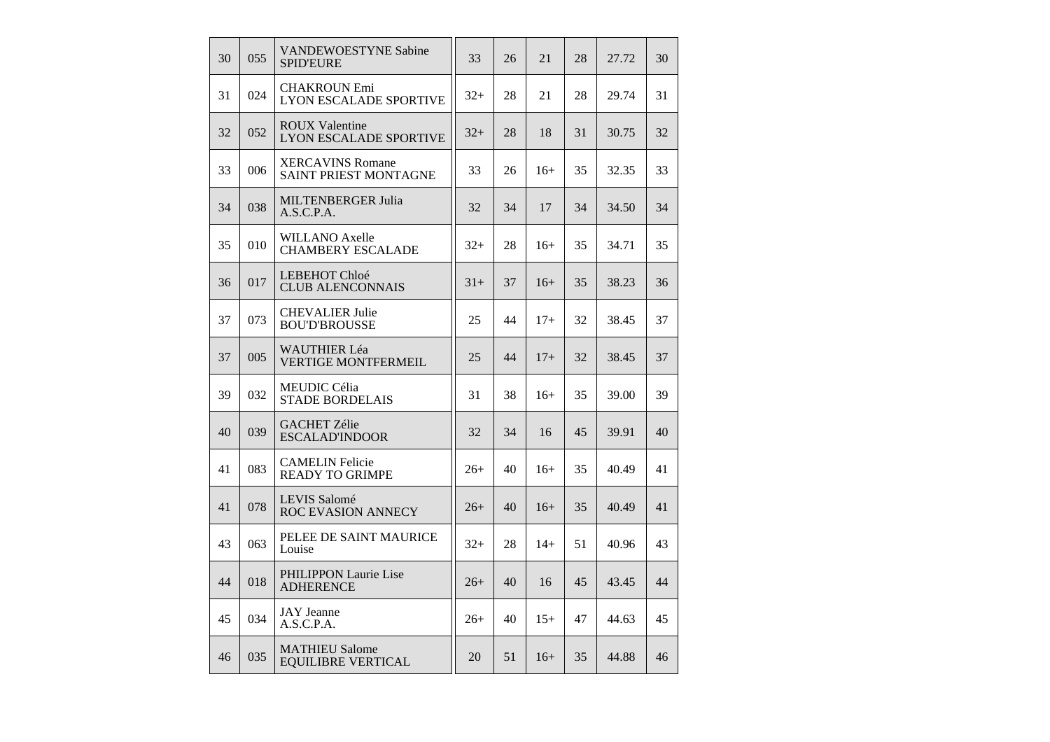| | | | | | | | | |
|---|---|---|---|---|---|---|---|---|
| 30 | 055 | VANDEWOESTYNE Sabine<br>SPID'EURE | 33 | 26 | 21 | 28 | 27.72 | 30 |
| 31 | 024 | CHAKROUN Emi<br>LYON ESCALADE SPORTIVE | 32+ | 28 | 21 | 28 | 29.74 | 31 |
| 32 | 052 | ROUX Valentine<br>LYON ESCALADE SPORTIVE | 32+ | 28 | 18 | 31 | 30.75 | 32 |
| 33 | 006 | XERCAVINS Romane<br>SAINT PRIEST MONTAGNE | 33 | 26 | 16+ | 35 | 32.35 | 33 |
| 34 | 038 | MILTENBERGER Julia<br>A.S.C.P.A. | 32 | 34 | 17 | 34 | 34.50 | 34 |
| 35 | 010 | WILLANO Axelle<br>CHAMBERY ESCALADE | 32+ | 28 | 16+ | 35 | 34.71 | 35 |
| 36 | 017 | LEBEHOT Chloé<br>CLUB ALENCONNAIS | 31+ | 37 | 16+ | 35 | 38.23 | 36 |
| 37 | 073 | CHEVALIER Julie<br>BOU'D'BROUSSE | 25 | 44 | 17+ | 32 | 38.45 | 37 |
| 37 | 005 | WAUTHIER Léa<br>VERTIGE MONTFERMEIL | 25 | 44 | 17+ | 32 | 38.45 | 37 |
| 39 | 032 | MEUDIC Célia<br>STADE BORDELAIS | 31 | 38 | 16+ | 35 | 39.00 | 39 |
| 40 | 039 | GACHET Zélie<br>ESCALAD'INDOOR | 32 | 34 | 16 | 45 | 39.91 | 40 |
| 41 | 083 | CAMELIN Felicie<br>READY TO GRIMPE | 26+ | 40 | 16+ | 35 | 40.49 | 41 |
| 41 | 078 | LEVIS Salomé<br>ROC EVASION ANNECY | 26+ | 40 | 16+ | 35 | 40.49 | 41 |
| 43 | 063 | PELEE DE SAINT MAURICE<br>Louise | 32+ | 28 | 14+ | 51 | 40.96 | 43 |
| 44 | 018 | PHILIPPON Laurie Lise<br>ADHERENCE | 26+ | 40 | 16 | 45 | 43.45 | 44 |
| 45 | 034 | JAY Jeanne<br>A.S.C.P.A. | 26+ | 40 | 15+ | 47 | 44.63 | 45 |
| 46 | 035 | MATHIEU Salome<br>EQUILIBRE VERTICAL | 20 | 51 | 16+ | 35 | 44.88 | 46 |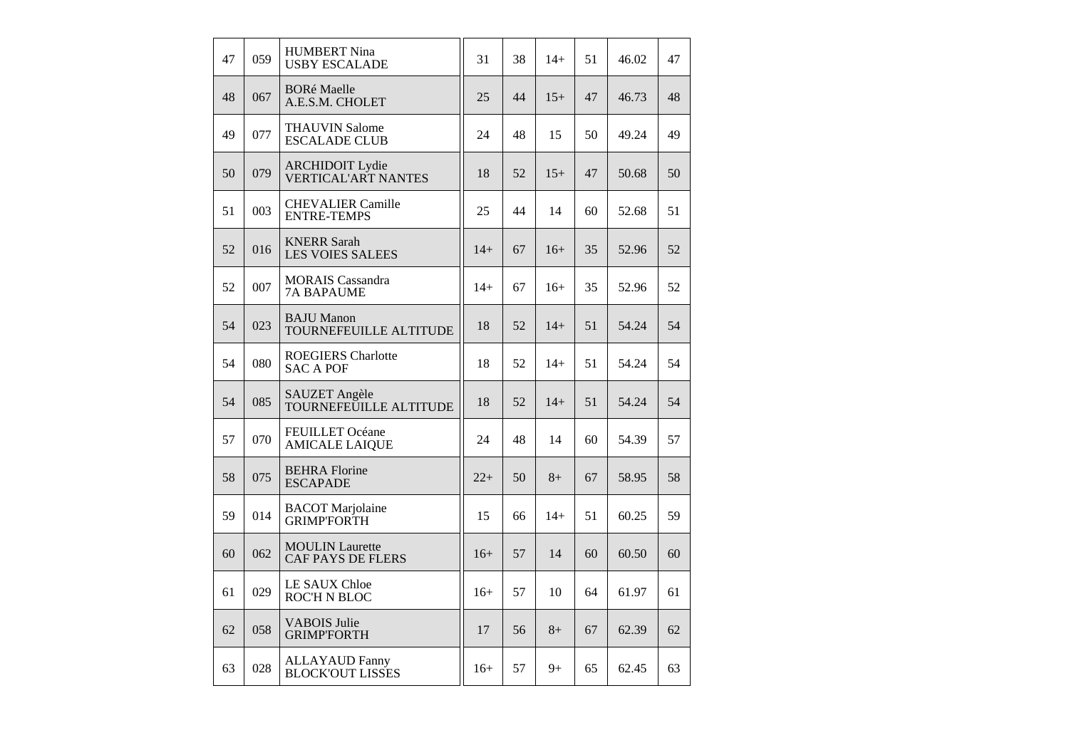| | | | | | | | | |
|---|---|---|---|---|---|---|---|---|
| 47 | 059 | HUMBERT Nina<br>USBY ESCALADE | 31 | 38 | 14+ | 51 | 46.02 | 47 |
| 48 | 067 | BORé Maelle<br>A.E.S.M. CHOLET | 25 | 44 | 15+ | 47 | 46.73 | 48 |
| 49 | 077 | THAUVIN Salome<br>ESCALADE CLUB | 24 | 48 | 15 | 50 | 49.24 | 49 |
| 50 | 079 | ARCHIDOIT Lydie<br>VERTICAL'ART NANTES | 18 | 52 | 15+ | 47 | 50.68 | 50 |
| 51 | 003 | CHEVALIER Camille<br>ENTRE-TEMPS | 25 | 44 | 14 | 60 | 52.68 | 51 |
| 52 | 016 | KNERR Sarah<br>LES VOIES SALEES | 14+ | 67 | 16+ | 35 | 52.96 | 52 |
| 52 | 007 | MORAIS Cassandra<br>7A BAPAUME | 14+ | 67 | 16+ | 35 | 52.96 | 52 |
| 54 | 023 | BAJU Manon<br>TOURNEFEUILLE ALTITUDE | 18 | 52 | 14+ | 51 | 54.24 | 54 |
| 54 | 080 | ROEGIERS Charlotte<br>SAC A POF | 18 | 52 | 14+ | 51 | 54.24 | 54 |
| 54 | 085 | SAUZET Angèle<br>TOURNEFEUILLE ALTITUDE | 18 | 52 | 14+ | 51 | 54.24 | 54 |
| 57 | 070 | FEUILLET Océane<br>AMICALE LAIQUE | 24 | 48 | 14 | 60 | 54.39 | 57 |
| 58 | 075 | BEHRA Florine<br>ESCAPADE | 22+ | 50 | 8+ | 67 | 58.95 | 58 |
| 59 | 014 | BACOT Marjolaine<br>GRIMP'FORTH | 15 | 66 | 14+ | 51 | 60.25 | 59 |
| 60 | 062 | MOULIN Laurette<br>CAF PAYS DE FLERS | 16+ | 57 | 14 | 60 | 60.50 | 60 |
| 61 | 029 | LE SAUX Chloe<br>ROC'H N BLOC | 16+ | 57 | 10 | 64 | 61.97 | 61 |
| 62 | 058 | VABOIS Julie<br>GRIMP'FORTH | 17 | 56 | 8+ | 67 | 62.39 | 62 |
| 63 | 028 | ALLAYAUD Fanny<br>BLOCK'OUT LISSES | 16+ | 57 | 9+ | 65 | 62.45 | 63 |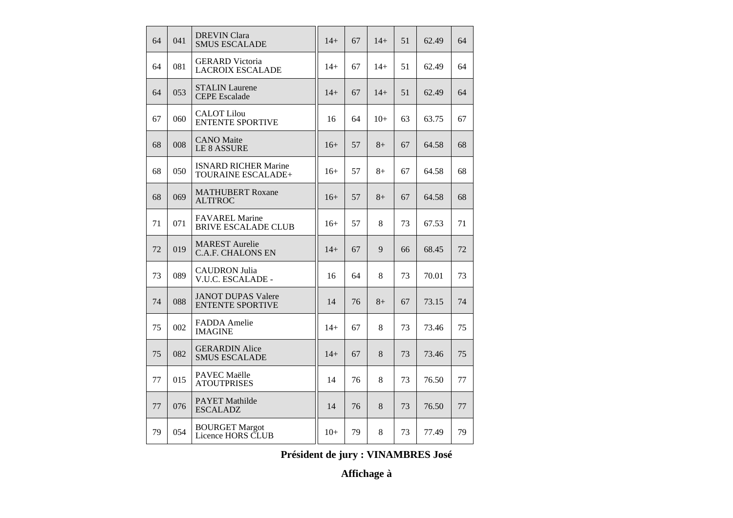| | | | | | | | | |
|---|---|---|---|---|---|---|---|---|
| 64 | 041 | DREVIN Clara<br>SMUS ESCALADE | 14+ | 67 | 14+ | 51 | 62.49 | 64 |
| 64 | 081 | GERARD Victoria<br>LACROIX ESCALADE | 14+ | 67 | 14+ | 51 | 62.49 | 64 |
| 64 | 053 | STALIN Laurene<br>CEPE Escalade | 14+ | 67 | 14+ | 51 | 62.49 | 64 |
| 67 | 060 | CALOT Lilou<br>ENTENTE SPORTIVE | 16 | 64 | 10+ | 63 | 63.75 | 67 |
| 68 | 008 | CANO Maite<br>LE 8 ASSURE | 16+ | 57 | 8+ | 67 | 64.58 | 68 |
| 68 | 050 | ISNARD RICHER Marine<br>TOURAINE ESCALADE+ | 16+ | 57 | 8+ | 67 | 64.58 | 68 |
| 68 | 069 | MATHUBERT Roxane<br>ALTI'ROC | 16+ | 57 | 8+ | 67 | 64.58 | 68 |
| 71 | 071 | FAVAREL Marine<br>BRIVE ESCALADE CLUB | 16+ | 57 | 8 | 73 | 67.53 | 71 |
| 72 | 019 | MAREST Aurelie<br>C.A.F. CHALONS EN | 14+ | 67 | 9 | 66 | 68.45 | 72 |
| 73 | 089 | CAUDRON Julia<br>V.U.C. ESCALADE - | 16 | 64 | 8 | 73 | 70.01 | 73 |
| 74 | 088 | JANOT DUPAS Valere<br>ENTENTE SPORTIVE | 14 | 76 | 8+ | 67 | 73.15 | 74 |
| 75 | 002 | FADDA Amelie<br>IMAGINE | 14+ | 67 | 8 | 73 | 73.46 | 75 |
| 75 | 082 | GERARDIN Alice<br>SMUS ESCALADE | 14+ | 67 | 8 | 73 | 73.46 | 75 |
| 77 | 015 | PAVEC Maëlle<br>ATOUTPRISES | 14 | 76 | 8 | 73 | 76.50 | 77 |
| 77 | 076 | PAYET Mathilde<br>ESCALADZ | 14 | 76 | 8 | 73 | 76.50 | 77 |
| 79 | 054 | BOURGET Margot<br>Licence HORS CLUB | 10+ | 79 | 8 | 73 | 77.49 | 79 |

**Président de jury : VINAMBRES José**

**Affichage à**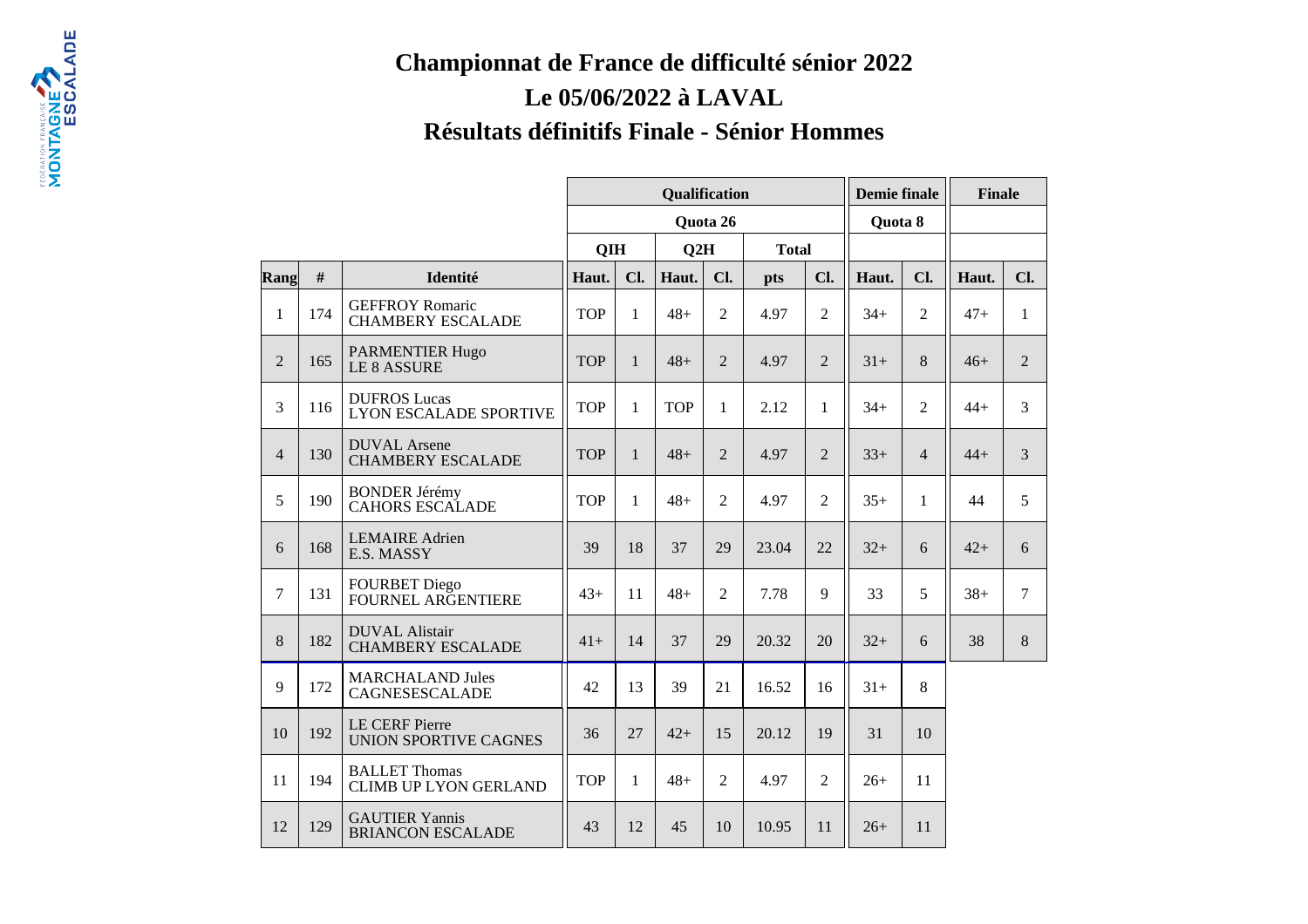# Championnat de France de difficulté sénior 2022

## Le 05/06/2022 à LAVAL

## Résultats définitifs Finale - Sénior Hommes

| | | | Qualification | | | | | | Demie finale | | Finale | |
|---|---|---|---|---|---|---|---|---|---|---|---|---|
| | | | Quota 26 | | | | | | Quota 8 | | | |
| | | | QIH | | Q2H | | Total | | | | | |
| Rang | # | Identité | Haut. | Cl. | Haut. | Cl. | pts | Cl. | Haut. | Cl. | Haut. | Cl. |
| 1 | 174 | GEFFROY Romaric CHAMBERY ESCALADE | TOP | 1 | 48+ | 2 | 4.97 | 2 | 34+ | 2 | 47+ | 1 |
| 2 | 165 | PARMENTIER Hugo LE 8 ASSURE | TOP | 1 | 48+ | 2 | 4.97 | 2 | 31+ | 8 | 46+ | 2 |
| 3 | 116 | DUFROS Lucas LYON ESCALADE SPORTIVE | TOP | 1 | TOP | 1 | 2.12 | 1 | 34+ | 2 | 44+ | 3 |
| 4 | 130 | DUVAL Arsene CHAMBERY ESCALADE | TOP | 1 | 48+ | 2 | 4.97 | 2 | 33+ | 4 | 44+ | 3 |
| 5 | 190 | BONDER Jérémy CAHORS ESCALADE | TOP | 1 | 48+ | 2 | 4.97 | 2 | 35+ | 1 | 44 | 5 |
| 6 | 168 | LEMAIRE Adrien E.S. MASSY | 39 | 18 | 37 | 29 | 23.04 | 22 | 32+ | 6 | 42+ | 6 |
| 7 | 131 | FOURBET Diego FOURNEL ARGENTIERE | 43+ | 11 | 48+ | 2 | 7.78 | 9 | 33 | 5 | 38+ | 7 |
| 8 | 182 | DUVAL Alistair CHAMBERY ESCALADE | 41+ | 14 | 37 | 29 | 20.32 | 20 | 32+ | 6 | 38 | 8 |
| 9 | 172 | MARCHALAND Jules CAGNESESCALADE | 42 | 13 | 39 | 21 | 16.52 | 16 | 31+ | 8 | | |
| 10 | 192 | LE CERF Pierre UNION SPORTIVE CAGNES | 36 | 27 | 42+ | 15 | 20.12 | 19 | 31 | 10 | | |
| 11 | 194 | BALLET Thomas CLIMB UP LYON GERLAND | TOP | 1 | 48+ | 2 | 4.97 | 2 | 26+ | 11 | | |
| 12 | 129 | GAUTIER Yannis BRIANCON ESCALADE | 43 | 12 | 45 | 10 | 10.95 | 11 | 26+ | 11 | | |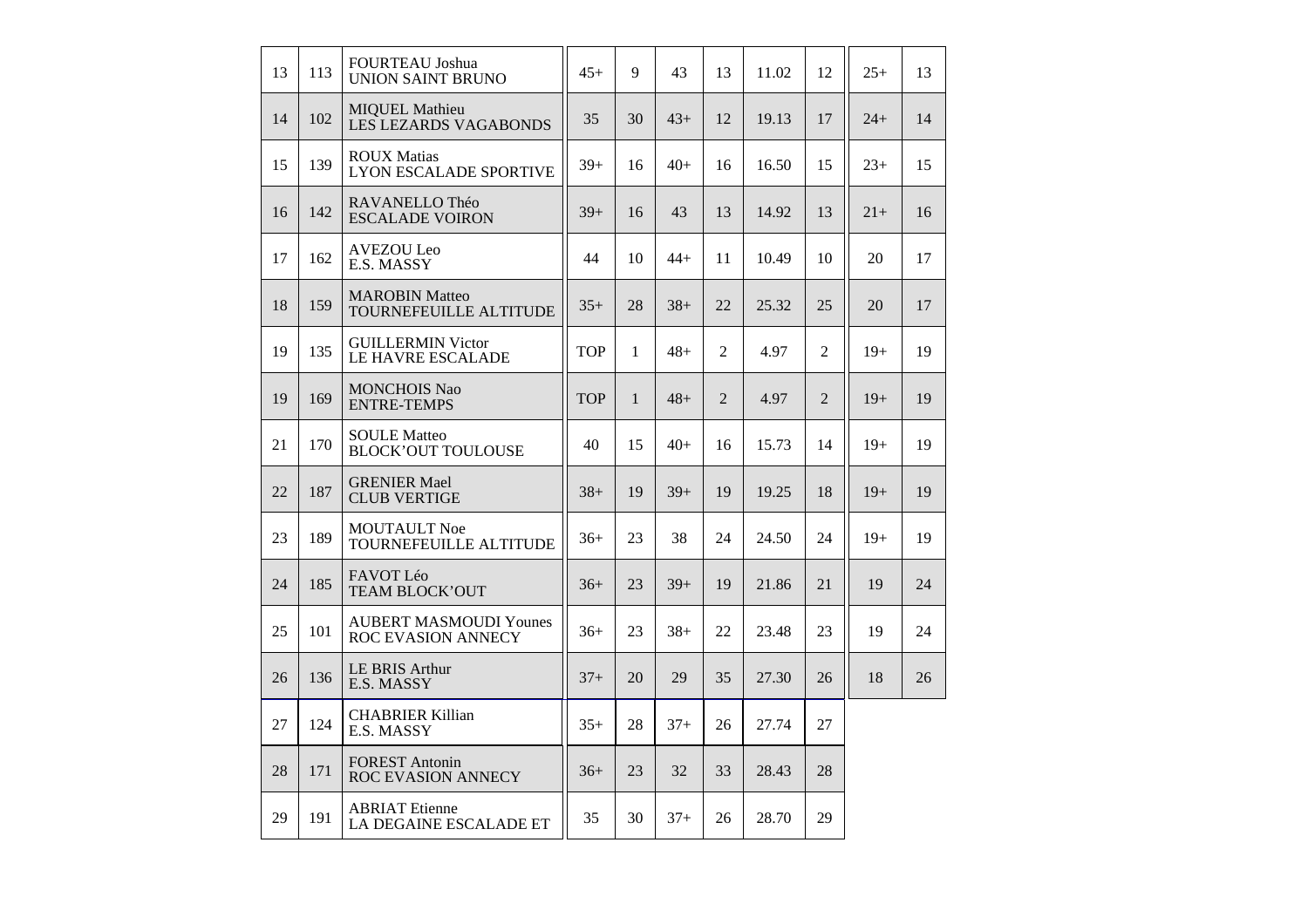| | | | | | | | | | | |
|---|---|---|---|---|---|---|---|---|---|---|
| 13 | 113 | FOURTEAU Joshua<br>UNION SAINT BRUNO | 45+ | 9 | 43 | 13 | 11.02 | 12 | 25+ | 13 |
| 14 | 102 | MIQUEL Mathieu<br>LES LEZARDS VAGABONDS | 35 | 30 | 43+ | 12 | 19.13 | 17 | 24+ | 14 |
| 15 | 139 | ROUX Matias<br>LYON ESCALADE SPORTIVE | 39+ | 16 | 40+ | 16 | 16.50 | 15 | 23+ | 15 |
| 16 | 142 | RAVANELLO Théo<br>ESCALADE VOIRON | 39+ | 16 | 43 | 13 | 14.92 | 13 | 21+ | 16 |
| 17 | 162 | AVEZOU Leo<br>E.S. MASSY | 44 | 10 | 44+ | 11 | 10.49 | 10 | 20 | 17 |
| 18 | 159 | MAROBIN Matteo<br>TOURNEFEUILLE ALTITUDE | 35+ | 28 | 38+ | 22 | 25.32 | 25 | 20 | 17 |
| 19 | 135 | GUILLERMIN Victor<br>LE HAVRE ESCALADE | TOP | 1 | 48+ | 2 | 4.97 | 2 | 19+ | 19 |
| 19 | 169 | MONCHOIS Nao<br>ENTRE-TEMPS | TOP | 1 | 48+ | 2 | 4.97 | 2 | 19+ | 19 |
| 21 | 170 | SOULE Matteo<br>BLOCK'OUT TOULOUSE | 40 | 15 | 40+ | 16 | 15.73 | 14 | 19+ | 19 |
| 22 | 187 | GRENIER Mael<br>CLUB VERTIGE | 38+ | 19 | 39+ | 19 | 19.25 | 18 | 19+ | 19 |
| 23 | 189 | MOUTAULT Noe<br>TOURNEFEUILLE ALTITUDE | 36+ | 23 | 38 | 24 | 24.50 | 24 | 19+ | 19 |
| 24 | 185 | FAVOT Léo<br>TEAM BLOCK'OUT | 36+ | 23 | 39+ | 19 | 21.86 | 21 | 19 | 24 |
| 25 | 101 | AUBERT MASMOUDI Younes<br>ROC EVASION ANNECY | 36+ | 23 | 38+ | 22 | 23.48 | 23 | 19 | 24 |
| 26 | 136 | LE BRIS Arthur<br>E.S. MASSY | 37+ | 20 | 29 | 35 | 27.30 | 26 | 18 | 26 |
| 27 | 124 | CHABRIER Killian<br>E.S. MASSY | 35+ | 28 | 37+ | 26 | 27.74 | 27 | | |
| 28 | 171 | FOREST Antonin<br>ROC EVASION ANNECY | 36+ | 23 | 32 | 33 | 28.43 | 28 | | |
| 29 | 191 | ABRIAT Etienne<br>LA DEGAINE ESCALADE ET | 35 | 30 | 37+ | 26 | 28.70 | 29 | | |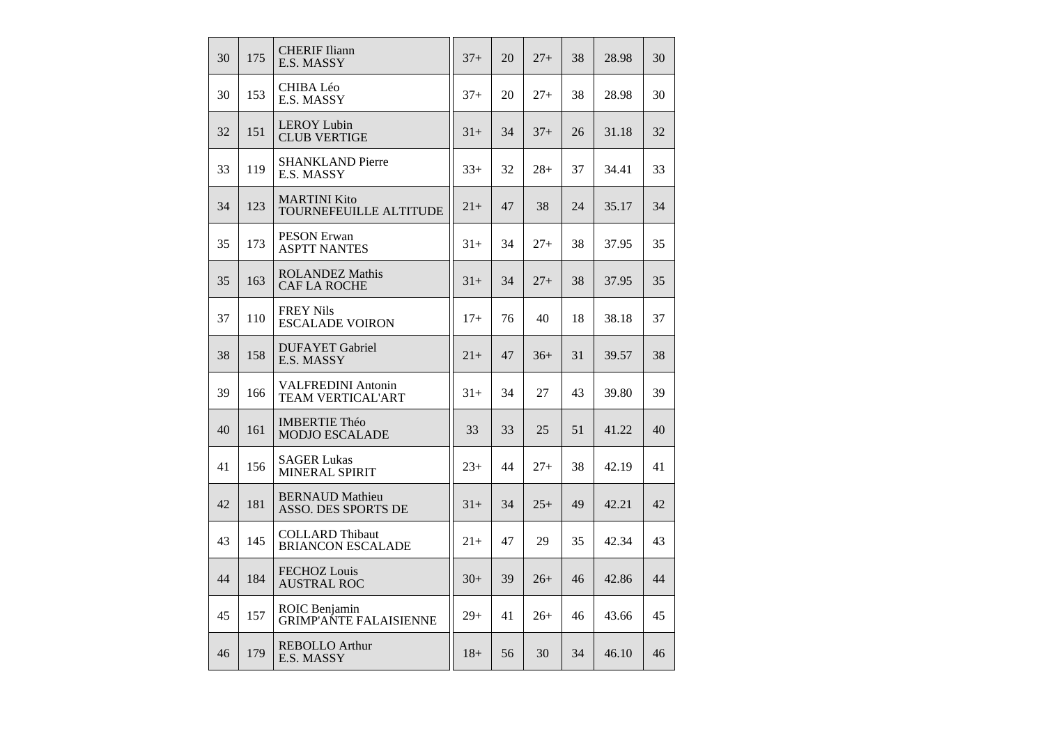| | | | | | | | | |
|---|---|---|---|---|---|---|---|---|
| 30 | 175 | CHERIF Iliann<br>E.S. MASSY | 37+ | 20 | 27+ | 38 | 28.98 | 30 |
| 30 | 153 | CHIBA Léo<br>E.S. MASSY | 37+ | 20 | 27+ | 38 | 28.98 | 30 |
| 32 | 151 | LEROY Lubin<br>CLUB VERTIGE | 31+ | 34 | 37+ | 26 | 31.18 | 32 |
| 33 | 119 | SHANKLAND Pierre<br>E.S. MASSY | 33+ | 32 | 28+ | 37 | 34.41 | 33 |
| 34 | 123 | MARTINI Kito<br>TOURNEFEUILLE ALTITUDE | 21+ | 47 | 38 | 24 | 35.17 | 34 |
| 35 | 173 | PESON Erwan<br>ASPTT NANTES | 31+ | 34 | 27+ | 38 | 37.95 | 35 |
| 35 | 163 | ROLANDEZ Mathis<br>CAF LA ROCHE | 31+ | 34 | 27+ | 38 | 37.95 | 35 |
| 37 | 110 | FREY Nils<br>ESCALADE VOIRON | 17+ | 76 | 40 | 18 | 38.18 | 37 |
| 38 | 158 | DUFAYET Gabriel<br>E.S. MASSY | 21+ | 47 | 36+ | 31 | 39.57 | 38 |
| 39 | 166 | VALFREDINI Antonin<br>TEAM VERTICAL'ART | 31+ | 34 | 27 | 43 | 39.80 | 39 |
| 40 | 161 | IMBERTIE Théo<br>MODJO ESCALADE | 33 | 33 | 25 | 51 | 41.22 | 40 |
| 41 | 156 | SAGER Lukas<br>MINERAL SPIRIT | 23+ | 44 | 27+ | 38 | 42.19 | 41 |
| 42 | 181 | BERNAUD Mathieu<br>ASSO. DES SPORTS DE | 31+ | 34 | 25+ | 49 | 42.21 | 42 |
| 43 | 145 | COLLARD Thibaut<br>BRIANCON ESCALADE | 21+ | 47 | 29 | 35 | 42.34 | 43 |
| 44 | 184 | FECHOZ Louis<br>AUSTRAL ROC | 30+ | 39 | 26+ | 46 | 42.86 | 44 |
| 45 | 157 | ROIC Benjamin<br>GRIMP'ANTE FALAISIENNE | 29+ | 41 | 26+ | 46 | 43.66 | 45 |
| 46 | 179 | REBOLLO Arthur<br>E.S. MASSY | 18+ | 56 | 30 | 34 | 46.10 | 46 |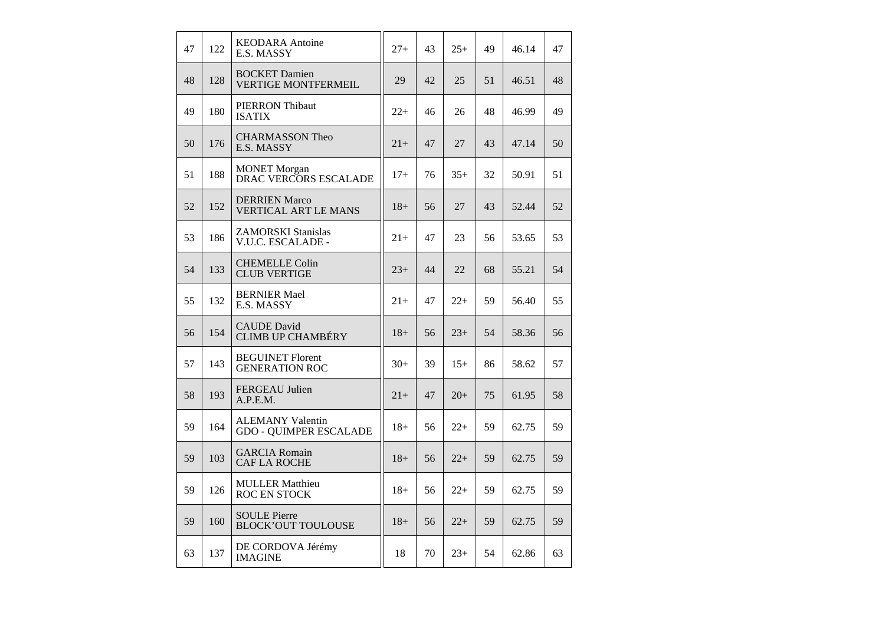| | | | | | | | | |
|---|---|---|---|---|---|---|---|---|
| 47 | 122 | KEODARA Antoine<br>E.S. MASSY | 27+ | 43 | 25+ | 49 | 46.14 | 47 |
| 48 | 128 | BOCKET Damien<br>VERTIGE MONTFERMEIL | 29 | 42 | 25 | 51 | 46.51 | 48 |
| 49 | 180 | PIERRON Thibaut<br>ISATIX | 22+ | 46 | 26 | 48 | 46.99 | 49 |
| 50 | 176 | CHARMASSON Theo<br>E.S. MASSY | 21+ | 47 | 27 | 43 | 47.14 | 50 |
| 51 | 188 | MONET Morgan<br>DRAC VERCORS ESCALADE | 17+ | 76 | 35+ | 32 | 50.91 | 51 |
| 52 | 152 | DERRIEN Marco<br>VERTICAL ART LE MANS | 18+ | 56 | 27 | 43 | 52.44 | 52 |
| 53 | 186 | ZAMORSKI Stanislas<br>V.U.C. ESCALADE - | 21+ | 47 | 23 | 56 | 53.65 | 53 |
| 54 | 133 | CHEMELLE Colin<br>CLUB VERTIGE | 23+ | 44 | 22 | 68 | 55.21 | 54 |
| 55 | 132 | BERNIER Mael<br>E.S. MASSY | 21+ | 47 | 22+ | 59 | 56.40 | 55 |
| 56 | 154 | CAUDE David<br>CLIMB UP CHAMBÉRY | 18+ | 56 | 23+ | 54 | 58.36 | 56 |
| 57 | 143 | BEGUINET Florent<br>GENERATION ROC | 30+ | 39 | 15+ | 86 | 58.62 | 57 |
| 58 | 193 | FERGEAU Julien<br>A.P.E.M. | 21+ | 47 | 20+ | 75 | 61.95 | 58 |
| 59 | 164 | ALEMANY Valentin<br>GDO - QUIMPER ESCALADE | 18+ | 56 | 22+ | 59 | 62.75 | 59 |
| 59 | 103 | GARCIA Romain<br>CAF LA ROCHE | 18+ | 56 | 22+ | 59 | 62.75 | 59 |
| 59 | 126 | MULLER Matthieu<br>ROC EN STOCK | 18+ | 56 | 22+ | 59 | 62.75 | 59 |
| 59 | 160 | SOULE Pierre<br>BLOCK'OUT TOULOUSE | 18+ | 56 | 22+ | 59 | 62.75 | 59 |
| 63 | 137 | DE CORDOVA Jérémy<br>IMAGINE | 18 | 70 | 23+ | 54 | 62.86 | 63 |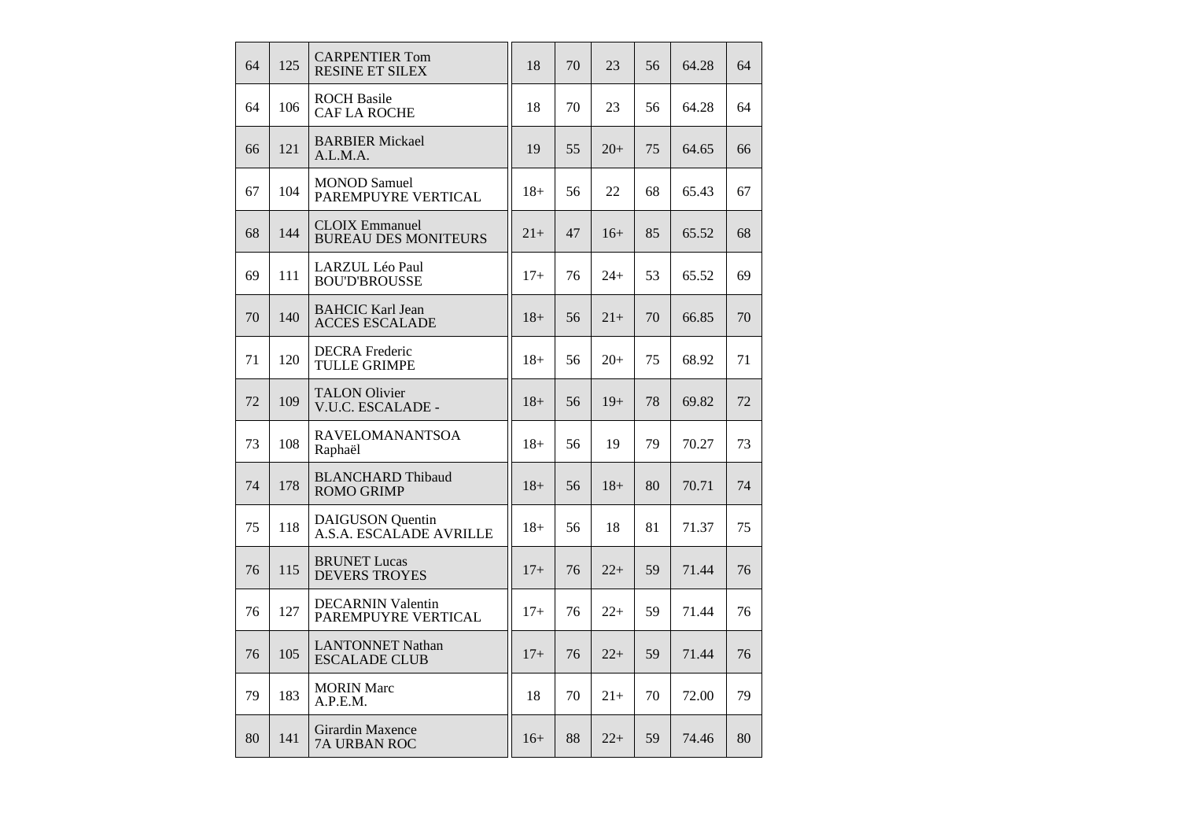| | | | | | | | | |
|---|---|---|---|---|---|---|---|---|
| 64 | 125 | CARPENTIER Tom<br>RESINE ET SILEX | 18 | 70 | 23 | 56 | 64.28 | 64 |
| 64 | 106 | ROCH Basile<br>CAF LA ROCHE | 18 | 70 | 23 | 56 | 64.28 | 64 |
| 66 | 121 | BARBIER Mickael<br>A.L.M.A. | 19 | 55 | 20+ | 75 | 64.65 | 66 |
| 67 | 104 | MONOD Samuel<br>PAREMPUYRE VERTICAL | 18+ | 56 | 22 | 68 | 65.43 | 67 |
| 68 | 144 | CLOIX Emmanuel<br>BUREAU DES MONITEURS | 21+ | 47 | 16+ | 85 | 65.52 | 68 |
| 69 | 111 | LARZUL Léo Paul<br>BOU'D'BROUSSE | 17+ | 76 | 24+ | 53 | 65.52 | 69 |
| 70 | 140 | BAHCIC Karl Jean<br>ACCES ESCALADE | 18+ | 56 | 21+ | 70 | 66.85 | 70 |
| 71 | 120 | DECRA Frederic<br>TULLE GRIMPE | 18+ | 56 | 20+ | 75 | 68.92 | 71 |
| 72 | 109 | TALON Olivier<br>V.U.C. ESCALADE - | 18+ | 56 | 19+ | 78 | 69.82 | 72 |
| 73 | 108 | RAVELOMANANTSOA<br>Raphaël | 18+ | 56 | 19 | 79 | 70.27 | 73 |
| 74 | 178 | BLANCHARD Thibaud<br>ROMO GRIMP | 18+ | 56 | 18+ | 80 | 70.71 | 74 |
| 75 | 118 | DAIGUSON Quentin<br>A.S.A. ESCALADE AVRILLE | 18+ | 56 | 18 | 81 | 71.37 | 75 |
| 76 | 115 | BRUNET Lucas<br>DEVERS TROYES | 17+ | 76 | 22+ | 59 | 71.44 | 76 |
| 76 | 127 | DECARNIN Valentin<br>PAREMPUYRE VERTICAL | 17+ | 76 | 22+ | 59 | 71.44 | 76 |
| 76 | 105 | LANTONNET Nathan<br>ESCALADE CLUB | 17+ | 76 | 22+ | 59 | 71.44 | 76 |
| 79 | 183 | MORIN Marc<br>A.P.E.M. | 18 | 70 | 21+ | 70 | 72.00 | 79 |
| 80 | 141 | Girardin Maxence<br>7A URBAN ROC | 16+ | 88 | 22+ | 59 | 74.46 | 80 |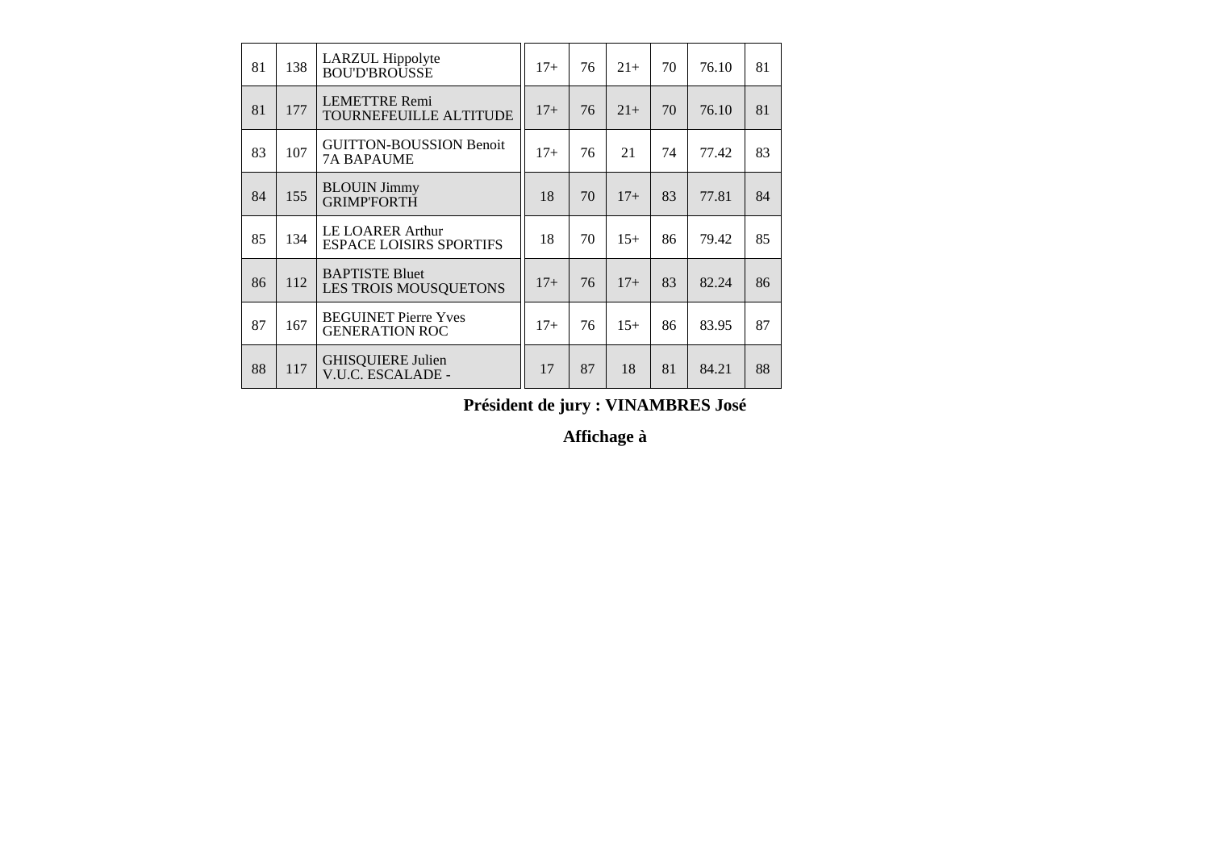| | | | | | | | | |
|---|---|---|---|---|---|---|---|---|
| 81 | 138 | LARZUL Hippolyte<br>BOU'D'BROUSSE | 17+ | 76 | 21+ | 70 | 76.10 | 81 |
| 81 | 177 | LEMETTRE Remi<br>TOURNEFEUILLE ALTITUDE | 17+ | 76 | 21+ | 70 | 76.10 | 81 |
| 83 | 107 | GUITTON-BOUSSION Benoit<br>7A BAPAUME | 17+ | 76 | 21 | 74 | 77.42 | 83 |
| 84 | 155 | BLOUIN Jimmy<br>GRIMP'FORTH | 18 | 70 | 17+ | 83 | 77.81 | 84 |
| 85 | 134 | LE LOARER Arthur<br>ESPACE LOISIRS SPORTIFS | 18 | 70 | 15+ | 86 | 79.42 | 85 |
| 86 | 112 | BAPTISTE Bluet<br>LES TROIS MOUSQUETONS | 17+ | 76 | 17+ | 83 | 82.24 | 86 |
| 87 | 167 | BEGUINET Pierre Yves<br>GENERATION ROC | 17+ | 76 | 15+ | 86 | 83.95 | 87 |
| 88 | 117 | GHISQUIERE Julien<br>V.U.C. ESCALADE - | 17 | 87 | 18 | 81 | 84.21 | 88 |

**Président de jury : VINAMBRES José**

**Affichage à**